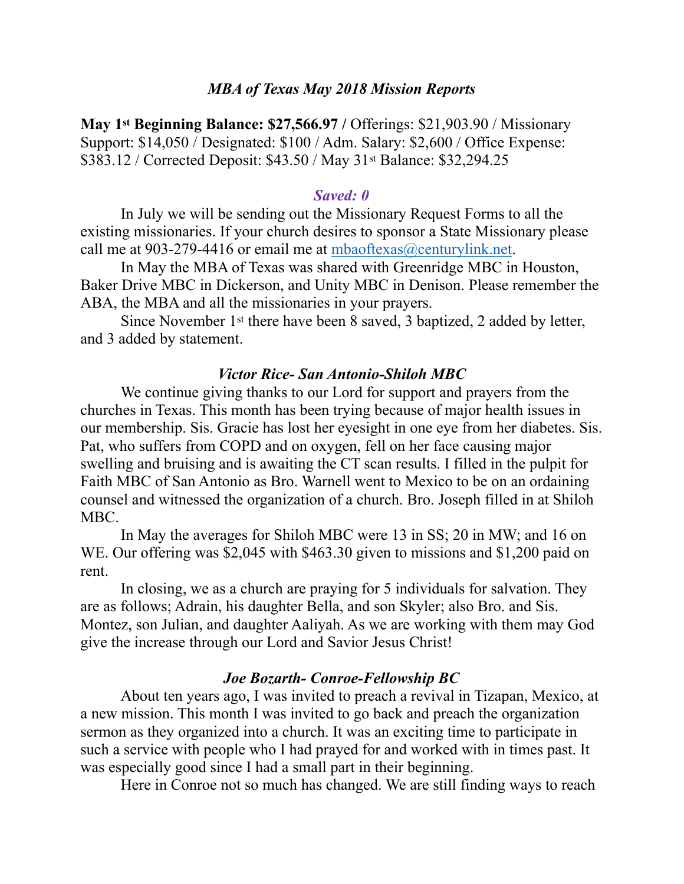### *MBA of Texas May 2018 Mission Reports*

**May 1st Beginning Balance: $27,566.97 /** Offerings: $21,903.90 / Missionary Support: $14,050 / Designated: $100 / Adm. Salary: $2,600 / Office Expense: $383.12 / Corrected Deposit: $43.50 / May 31st Balance: $32,294.25

### *Saved: 0*

In July we will be sending out the Missionary Request Forms to all the existing missionaries. If your church desires to sponsor a State Missionary please call me at 903-279-4416 or email me at mbaoftexas@centurylink.net.

In May the MBA of Texas was shared with Greenridge MBC in Houston, Baker Drive MBC in Dickerson, and Unity MBC in Denison. Please remember the ABA, the MBA and all the missionaries in your prayers.

Since November 1st there have been 8 saved, 3 baptized, 2 added by letter, and 3 added by statement.

### *Victor Rice- San Antonio-Shiloh MBC*

We continue giving thanks to our Lord for support and prayers from the churches in Texas. This month has been trying because of major health issues in our membership. Sis. Gracie has lost her eyesight in one eye from her diabetes. Sis. Pat, who suffers from COPD and on oxygen, fell on her face causing major swelling and bruising and is awaiting the CT scan results. I filled in the pulpit for Faith MBC of San Antonio as Bro. Warnell went to Mexico to be on an ordaining counsel and witnessed the organization of a church. Bro. Joseph filled in at Shiloh MBC.

In May the averages for Shiloh MBC were 13 in SS; 20 in MW; and 16 on WE. Our offering was $2,045 with $463.30 given to missions and $1,200 paid on rent.

In closing, we as a church are praying for 5 individuals for salvation. They are as follows; Adrain, his daughter Bella, and son Skyler; also Bro. and Sis. Montez, son Julian, and daughter Aaliyah. As we are working with them may God give the increase through our Lord and Savior Jesus Christ!

### *Joe Bozarth- Conroe-Fellowship BC*

About ten years ago, I was invited to preach a revival in Tizapan, Mexico, at a new mission. This month I was invited to go back and preach the organization sermon as they organized into a church. It was an exciting time to participate in such a service with people who I had prayed for and worked with in times past. It was especially good since I had a small part in their beginning.

Here in Conroe not so much has changed. We are still finding ways to reach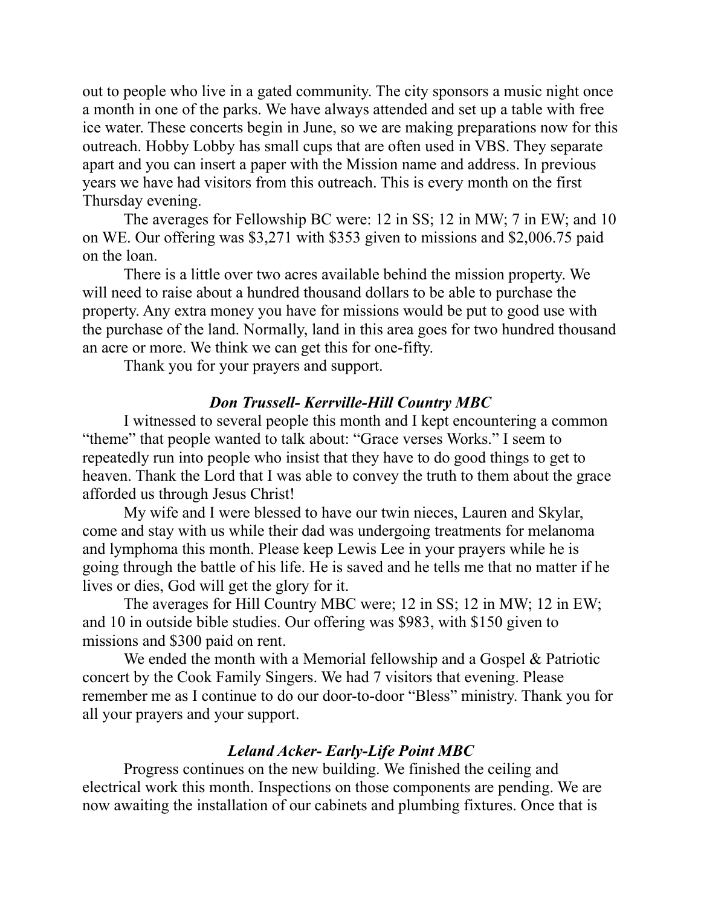out to people who live in a gated community. The city sponsors a music night once a month in one of the parks. We have always attended and set up a table with free ice water. These concerts begin in June, so we are making preparations now for this outreach. Hobby Lobby has small cups that are often used in VBS. They separate apart and you can insert a paper with the Mission name and address. In previous years we have had visitors from this outreach. This is every month on the first Thursday evening.

The averages for Fellowship BC were: 12 in SS; 12 in MW; 7 in EW; and 10 on WE. Our offering was $3,271 with $353 given to missions and $2,006.75 paid on the loan.

There is a little over two acres available behind the mission property. We will need to raise about a hundred thousand dollars to be able to purchase the property. Any extra money you have for missions would be put to good use with the purchase of the land. Normally, land in this area goes for two hundred thousand an acre or more. We think we can get this for one-fifty.

Thank you for your prayers and support.

### *Don Trussell- Kerrville-Hill Country MBC*

I witnessed to several people this month and I kept encountering a common "theme" that people wanted to talk about: "Grace verses Works." I seem to repeatedly run into people who insist that they have to do good things to get to heaven. Thank the Lord that I was able to convey the truth to them about the grace afforded us through Jesus Christ!

My wife and I were blessed to have our twin nieces, Lauren and Skylar, come and stay with us while their dad was undergoing treatments for melanoma and lymphoma this month. Please keep Lewis Lee in your prayers while he is going through the battle of his life. He is saved and he tells me that no matter if he lives or dies, God will get the glory for it.

The averages for Hill Country MBC were; 12 in SS; 12 in MW; 12 in EW; and 10 in outside bible studies. Our offering was $983, with $150 given to missions and $300 paid on rent.

We ended the month with a Memorial fellowship and a Gospel & Patriotic concert by the Cook Family Singers. We had 7 visitors that evening. Please remember me as I continue to do our door-to-door "Bless" ministry. Thank you for all your prayers and your support.

### *Leland Acker- Early-Life Point MBC*

Progress continues on the new building. We finished the ceiling and electrical work this month. Inspections on those components are pending. We are now awaiting the installation of our cabinets and plumbing fixtures. Once that is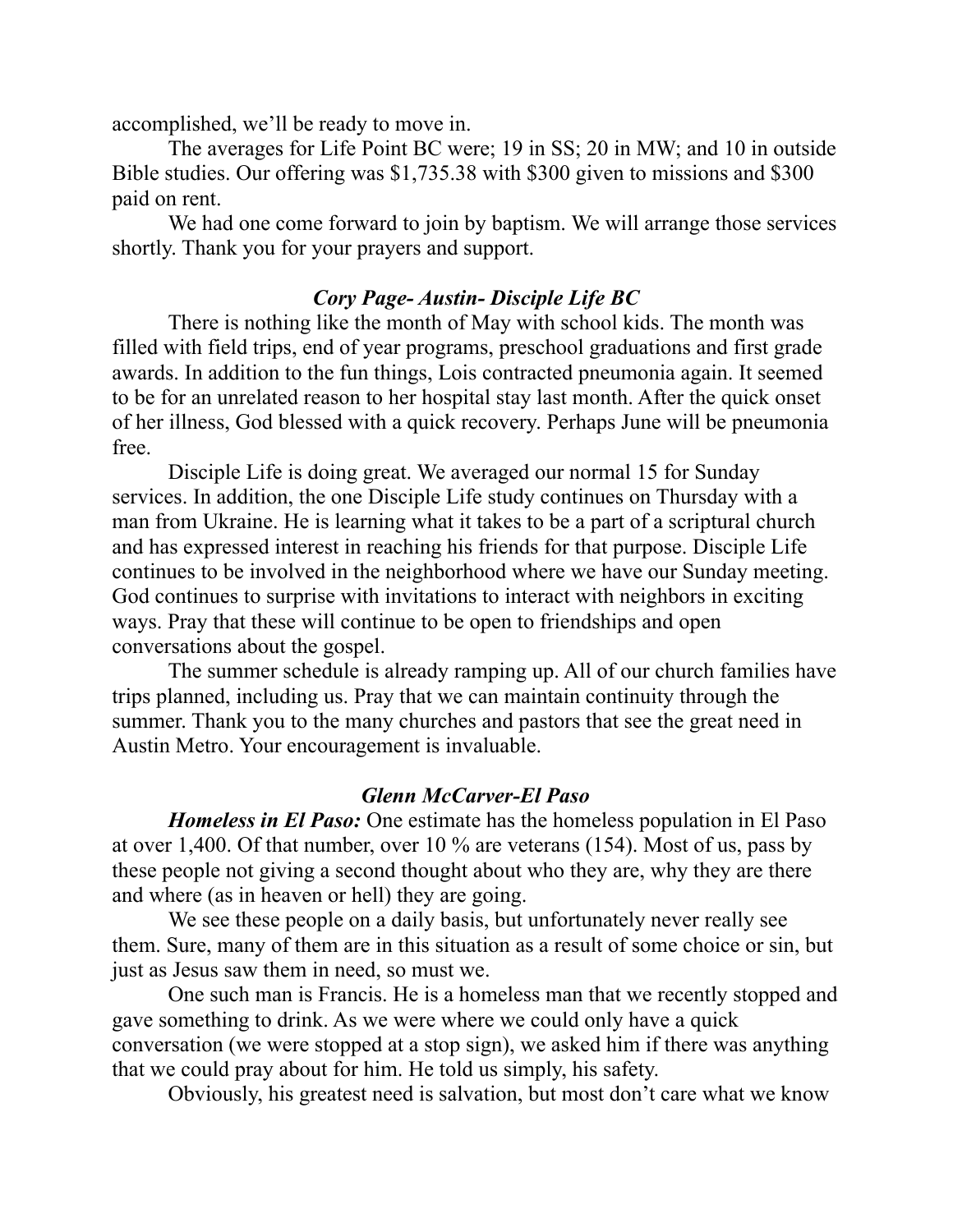accomplished, we'll be ready to move in.

The averages for Life Point BC were; 19 in SS; 20 in MW; and 10 in outside Bible studies. Our offering was $1,735.38 with $300 given to missions and $300 paid on rent.

We had one come forward to join by baptism. We will arrange those services shortly. Thank you for your prayers and support.

### *Cory Page- Austin- Disciple Life BC*

There is nothing like the month of May with school kids. The month was filled with field trips, end of year programs, preschool graduations and first grade awards. In addition to the fun things, Lois contracted pneumonia again. It seemed to be for an unrelated reason to her hospital stay last month. After the quick onset of her illness, God blessed with a quick recovery. Perhaps June will be pneumonia free.

Disciple Life is doing great. We averaged our normal 15 for Sunday services. In addition, the one Disciple Life study continues on Thursday with a man from Ukraine. He is learning what it takes to be a part of a scriptural church and has expressed interest in reaching his friends for that purpose. Disciple Life continues to be involved in the neighborhood where we have our Sunday meeting. God continues to surprise with invitations to interact with neighbors in exciting ways. Pray that these will continue to be open to friendships and open conversations about the gospel.

The summer schedule is already ramping up. All of our church families have trips planned, including us. Pray that we can maintain continuity through the summer. Thank you to the many churches and pastors that see the great need in Austin Metro. Your encouragement is invaluable.

### *Glenn McCarver-El Paso*

***Homeless in El Paso:*** One estimate has the homeless population in El Paso at over 1,400. Of that number, over 10 % are veterans (154). Most of us, pass by these people not giving a second thought about who they are, why they are there and where (as in heaven or hell) they are going.

We see these people on a daily basis, but unfortunately never really see them. Sure, many of them are in this situation as a result of some choice or sin, but just as Jesus saw them in need, so must we.

One such man is Francis. He is a homeless man that we recently stopped and gave something to drink. As we were where we could only have a quick conversation (we were stopped at a stop sign), we asked him if there was anything that we could pray about for him. He told us simply, his safety.

Obviously, his greatest need is salvation, but most don't care what we know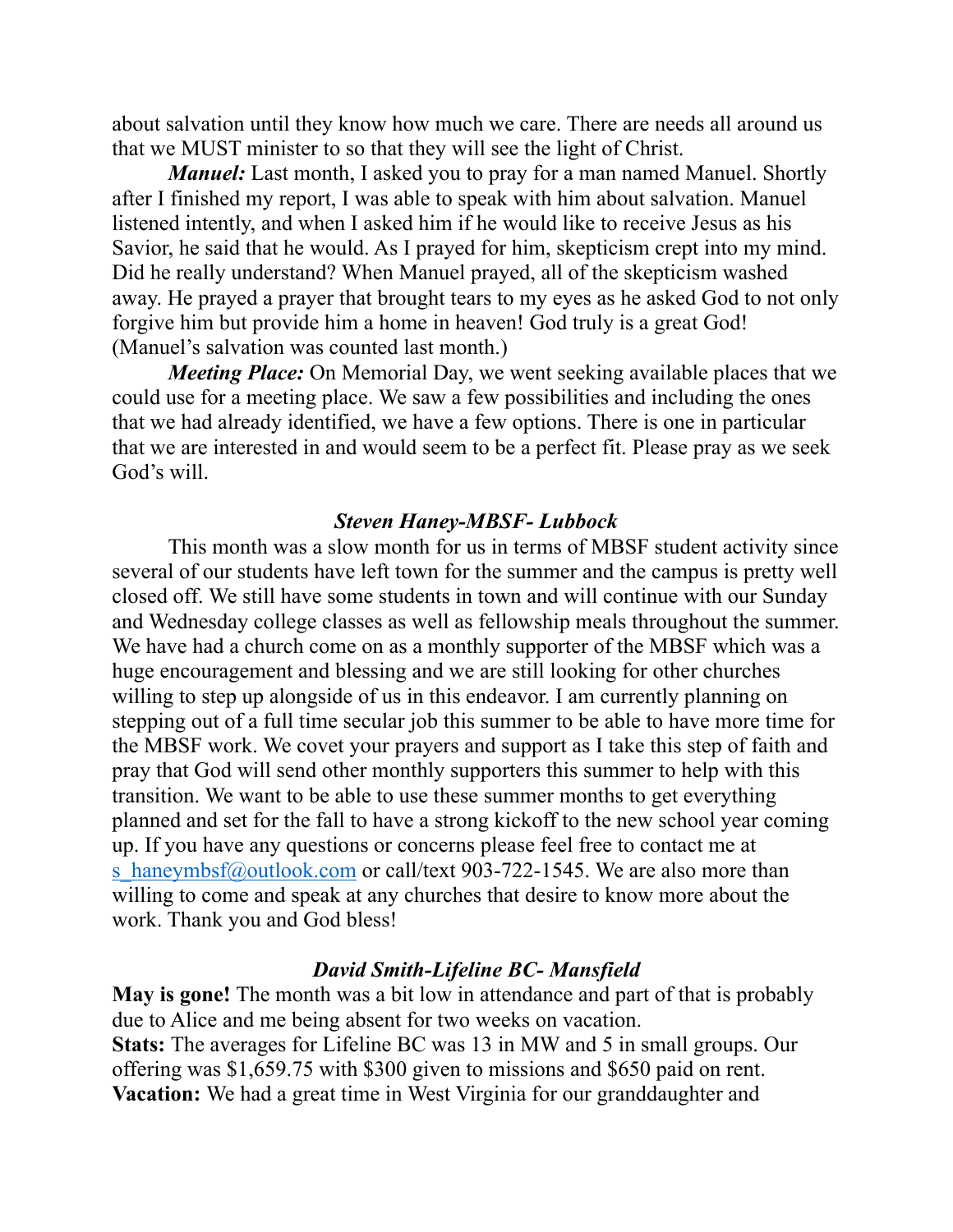about salvation until they know how much we care. There are needs all around us that we MUST minister to so that they will see the light of Christ.

***Manuel:*** Last month, I asked you to pray for a man named Manuel. Shortly after I finished my report, I was able to speak with him about salvation. Manuel listened intently, and when I asked him if he would like to receive Jesus as his Savior, he said that he would. As I prayed for him, skepticism crept into my mind. Did he really understand? When Manuel prayed, all of the skepticism washed away. He prayed a prayer that brought tears to my eyes as he asked God to not only forgive him but provide him a home in heaven! God truly is a great God! (Manuel's salvation was counted last month.)

***Meeting Place:*** On Memorial Day, we went seeking available places that we could use for a meeting place. We saw a few possibilities and including the ones that we had already identified, we have a few options. There is one in particular that we are interested in and would seem to be a perfect fit. Please pray as we seek God's will.

### *Steven Haney-MBSF- Lubbock*

This month was a slow month for us in terms of MBSF student activity since several of our students have left town for the summer and the campus is pretty well closed off. We still have some students in town and will continue with our Sunday and Wednesday college classes as well as fellowship meals throughout the summer. We have had a church come on as a monthly supporter of the MBSF which was a huge encouragement and blessing and we are still looking for other churches willing to step up alongside of us in this endeavor. I am currently planning on stepping out of a full time secular job this summer to be able to have more time for the MBSF work. We covet your prayers and support as I take this step of faith and pray that God will send other monthly supporters this summer to help with this transition. We want to be able to use these summer months to get everything planned and set for the fall to have a strong kickoff to the new school year coming up. If you have any questions or concerns please feel free to contact me at s_haneymbsf@outlook.com or call/text 903-722-1545. We are also more than willing to come and speak at any churches that desire to know more about the work. Thank you and God bless!

### *David Smith-Lifeline BC- Mansfield*

**May is gone!** The month was a bit low in attendance and part of that is probably due to Alice and me being absent for two weeks on vacation.
**Stats:** The averages for Lifeline BC was 13 in MW and 5 in small groups. Our offering was $1,659.75 with $300 given to missions and $650 paid on rent.
**Vacation:** We had a great time in West Virginia for our granddaughter and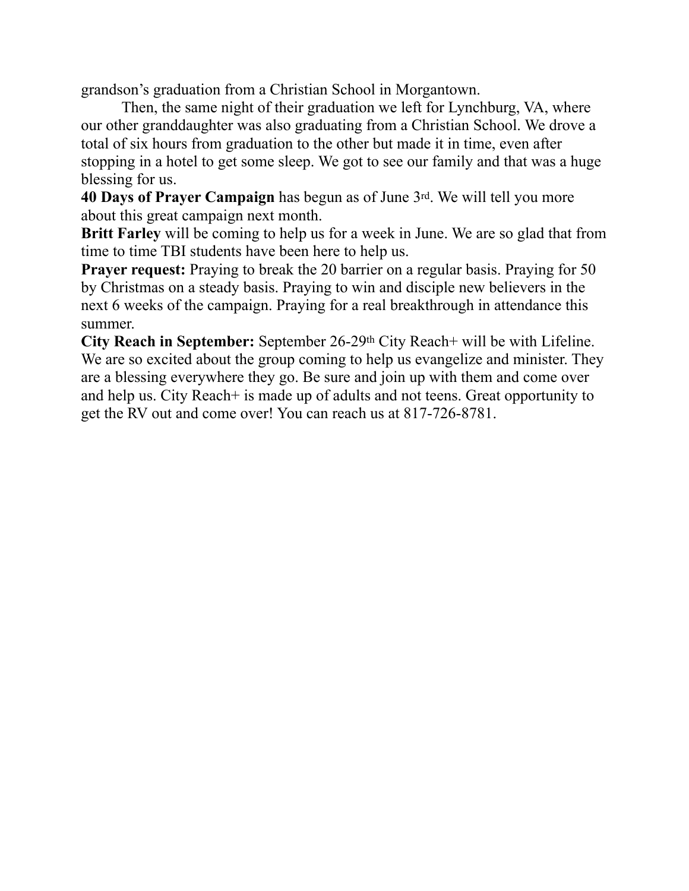grandson's graduation from a Christian School in Morgantown.

Then, the same night of their graduation we left for Lynchburg, VA, where our other granddaughter was also graduating from a Christian School. We drove a total of six hours from graduation to the other but made it in time, even after stopping in a hotel to get some sleep. We got to see our family and that was a huge blessing for us.

**40 Days of Prayer Campaign** has begun as of June 3rd. We will tell you more about this great campaign next month.

**Britt Farley** will be coming to help us for a week in June. We are so glad that from time to time TBI students have been here to help us.

**Prayer request:** Praying to break the 20 barrier on a regular basis. Praying for 50 by Christmas on a steady basis. Praying to win and disciple new believers in the next 6 weeks of the campaign. Praying for a real breakthrough in attendance this summer.

**City Reach in September:** September 26-29th City Reach+ will be with Lifeline. We are so excited about the group coming to help us evangelize and minister. They are a blessing everywhere they go. Be sure and join up with them and come over and help us. City Reach+ is made up of adults and not teens. Great opportunity to get the RV out and come over! You can reach us at 817-726-8781.